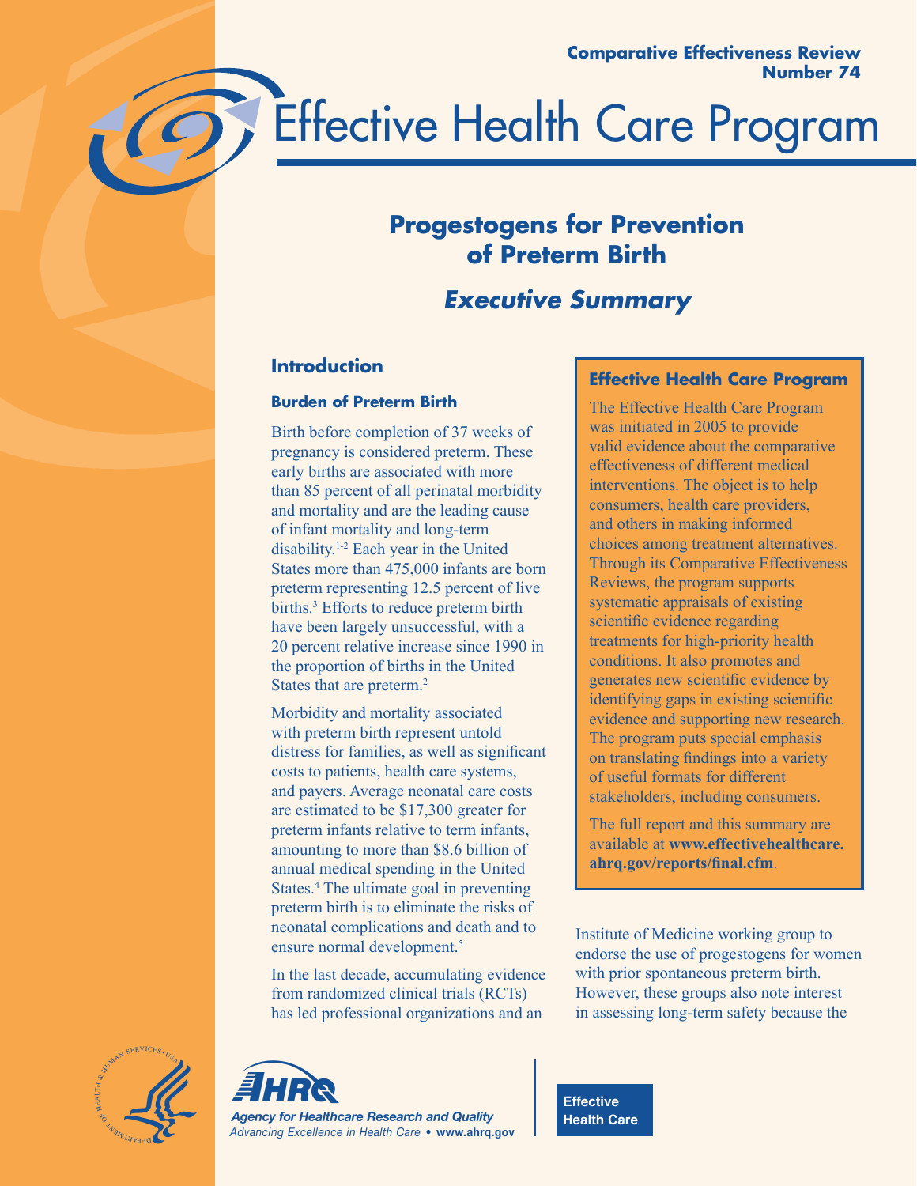Comparative Effectiveness Review
Number 74

# Effective Health Care Program

## Progestogens for Prevention of Preterm Birth

## *Executive Summary*

### Introduction

#### Burden of Preterm Birth

Birth before completion of 37 weeks of pregnancy is considered preterm. These early births are associated with more than 85 percent of all perinatal morbidity and mortality and are the leading cause of infant mortality and long-term disability.[1-2] Each year in the United States more than 475,000 infants are born preterm representing 12.5 percent of live births.[3] Efforts to reduce preterm birth have been largely unsuccessful, with a 20 percent relative increase since 1990 in the proportion of births in the United States that are preterm.[2]

Morbidity and mortality associated with preterm birth represent untold distress for families, as well as significant costs to patients, health care systems, and payers. Average neonatal care costs are estimated to be $17,300 greater for preterm infants relative to term infants, amounting to more than $8.6 billion of annual medical spending in the United States.[4] The ultimate goal in preventing preterm birth is to eliminate the risks of neonatal complications and death and to ensure normal development.[5]

In the last decade, accumulating evidence from randomized clinical trials (RCTs) has led professional organizations and an Institute of Medicine working group to endorse the use of progestogens for women with prior spontaneous preterm birth. However, these groups also note interest in assessing long-term safety because the

> **Effective Health Care Program**
>
> The Effective Health Care Program was initiated in 2005 to provide valid evidence about the comparative effectiveness of different medical interventions. The object is to help consumers, health care providers, and others in making informed choices among treatment alternatives. Through its Comparative Effectiveness Reviews, the program supports systematic appraisals of existing scientific evidence regarding treatments for high-priority health conditions. It also promotes and generates new scientific evidence by identifying gaps in existing scientific evidence and supporting new research. The program puts special emphasis on translating findings into a variety of useful formats for different stakeholders, including consumers.
>
> The full report and this summary are available at **www.effectivehealthcare.ahrq.gov/reports/final.cfm**.

Agency for Healthcare Research and Quality
Advancing Excellence in Health Care • www.ahrq.gov

Effective Health Care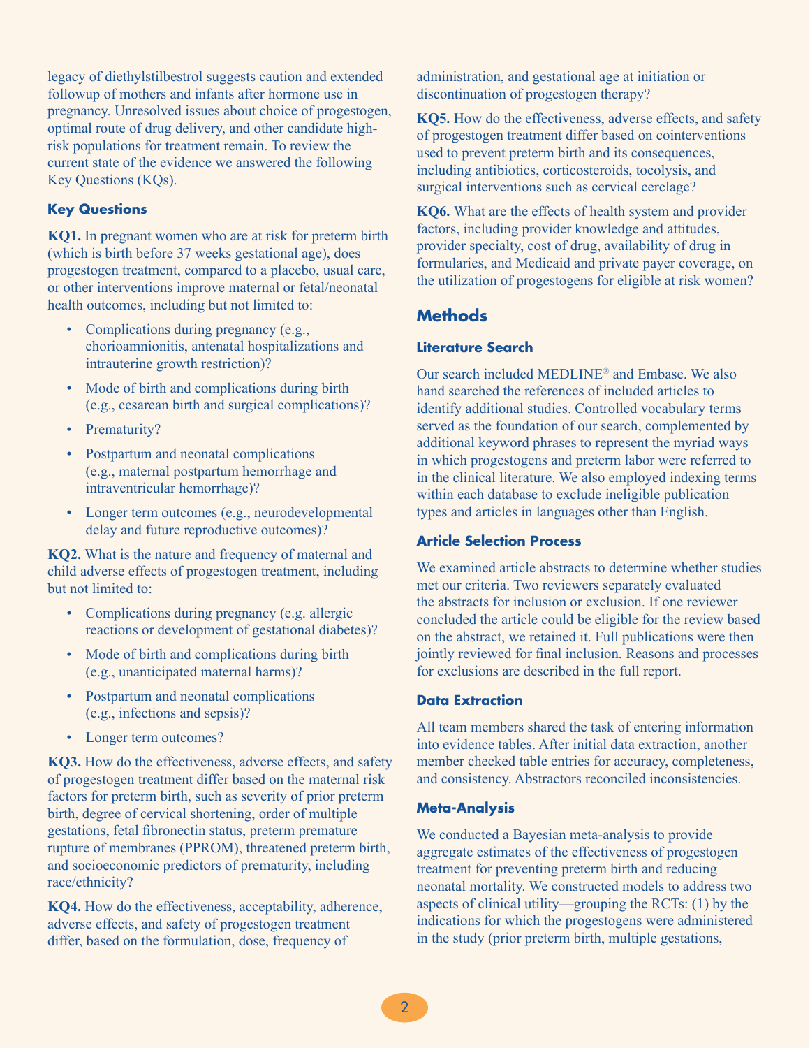legacy of diethylstilbestrol suggests caution and extended followup of mothers and infants after hormone use in pregnancy. Unresolved issues about choice of progestogen, optimal route of drug delivery, and other candidate high-risk populations for treatment remain. To review the current state of the evidence we answered the following Key Questions (KQs).

### Key Questions

**KQ1.** In pregnant women who are at risk for preterm birth (which is birth before 37 weeks gestational age), does progestogen treatment, compared to a placebo, usual care, or other interventions improve maternal or fetal/neonatal health outcomes, including but not limited to:

- Complications during pregnancy (e.g., chorioamnionitis, antenatal hospitalizations and intrauterine growth restriction)?
- Mode of birth and complications during birth (e.g., cesarean birth and surgical complications)?
- Prematurity?
- Postpartum and neonatal complications (e.g., maternal postpartum hemorrhage and intraventricular hemorrhage)?
- Longer term outcomes (e.g., neurodevelopmental delay and future reproductive outcomes)?

**KQ2.** What is the nature and frequency of maternal and child adverse effects of progestogen treatment, including but not limited to:

- Complications during pregnancy (e.g. allergic reactions or development of gestational diabetes)?
- Mode of birth and complications during birth (e.g., unanticipated maternal harms)?
- Postpartum and neonatal complications (e.g., infections and sepsis)?
- Longer term outcomes?

**KQ3.** How do the effectiveness, adverse effects, and safety of progestogen treatment differ based on the maternal risk factors for preterm birth, such as severity of prior preterm birth, degree of cervical shortening, order of multiple gestations, fetal fibronectin status, preterm premature rupture of membranes (PPROM), threatened preterm birth, and socioeconomic predictors of prematurity, including race/ethnicity?

**KQ4.** How do the effectiveness, acceptability, adherence, adverse effects, and safety of progestogen treatment differ, based on the formulation, dose, frequency of administration, and gestational age at initiation or discontinuation of progestogen therapy?

**KQ5.** How do the effectiveness, adverse effects, and safety of progestogen treatment differ based on cointerventions used to prevent preterm birth and its consequences, including antibiotics, corticosteroids, tocolysis, and surgical interventions such as cervical cerclage?

**KQ6.** What are the effects of health system and provider factors, including provider knowledge and attitudes, provider specialty, cost of drug, availability of drug in formularies, and Medicaid and private payer coverage, on the utilization of progestogens for eligible at risk women?

## Methods

### Literature Search

Our search included MEDLINE® and Embase. We also hand searched the references of included articles to identify additional studies. Controlled vocabulary terms served as the foundation of our search, complemented by additional keyword phrases to represent the myriad ways in which progestogens and preterm labor were referred to in the clinical literature. We also employed indexing terms within each database to exclude ineligible publication types and articles in languages other than English.

### Article Selection Process

We examined article abstracts to determine whether studies met our criteria. Two reviewers separately evaluated the abstracts for inclusion or exclusion. If one reviewer concluded the article could be eligible for the review based on the abstract, we retained it. Full publications were then jointly reviewed for final inclusion. Reasons and processes for exclusions are described in the full report.

### Data Extraction

All team members shared the task of entering information into evidence tables. After initial data extraction, another member checked table entries for accuracy, completeness, and consistency. Abstractors reconciled inconsistencies.

### Meta-Analysis

We conducted a Bayesian meta-analysis to provide aggregate estimates of the effectiveness of progestogen treatment for preventing preterm birth and reducing neonatal mortality. We constructed models to address two aspects of clinical utility—grouping the RCTs: (1) by the indications for which the progestogens were administered in the study (prior preterm birth, multiple gestations,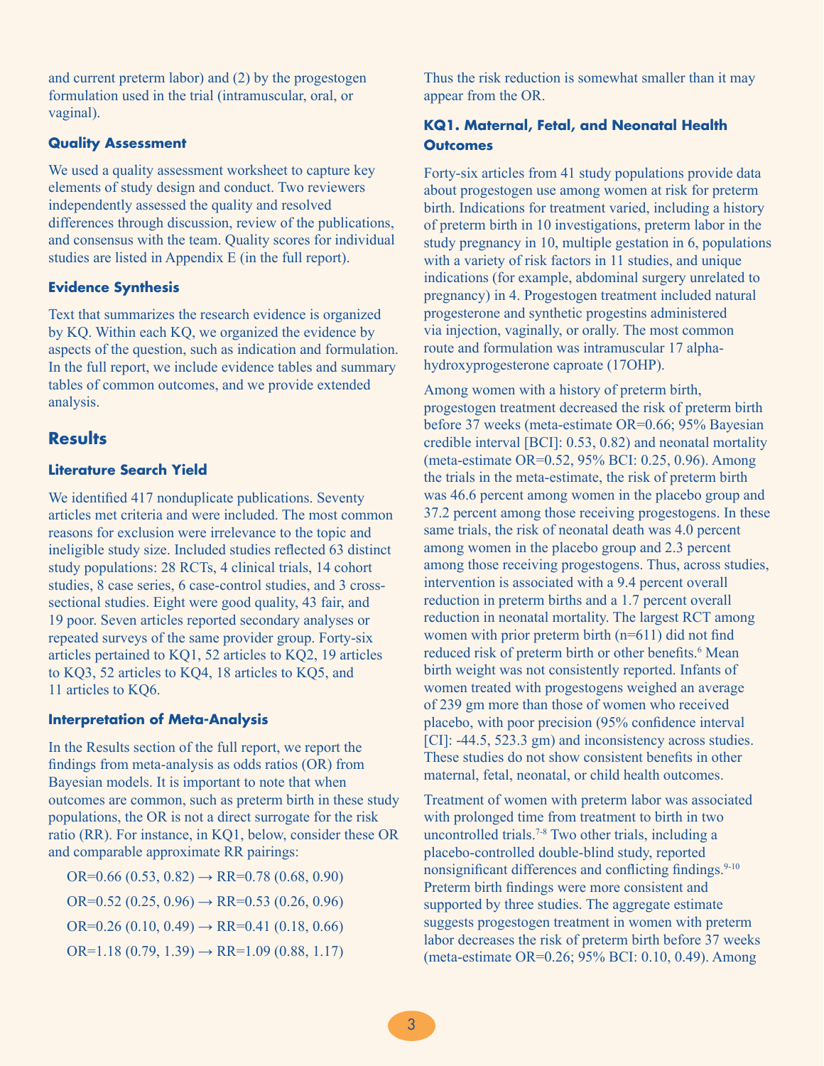and current preterm labor) and (2) by the progestogen formulation used in the trial (intramuscular, oral, or vaginal).

### Quality Assessment

We used a quality assessment worksheet to capture key elements of study design and conduct. Two reviewers independently assessed the quality and resolved differences through discussion, review of the publications, and consensus with the team. Quality scores for individual studies are listed in Appendix E (in the full report).

### Evidence Synthesis

Text that summarizes the research evidence is organized by KQ. Within each KQ, we organized the evidence by aspects of the question, such as indication and formulation. In the full report, we include evidence tables and summary tables of common outcomes, and we provide extended analysis.

## Results

### Literature Search Yield

We identified 417 nonduplicate publications. Seventy articles met criteria and were included. The most common reasons for exclusion were irrelevance to the topic and ineligible study size. Included studies reflected 63 distinct study populations: 28 RCTs, 4 clinical trials, 14 cohort studies, 8 case series, 6 case-control studies, and 3 cross-sectional studies. Eight were good quality, 43 fair, and 19 poor. Seven articles reported secondary analyses or repeated surveys of the same provider group. Forty-six articles pertained to KQ1, 52 articles to KQ2, 19 articles to KQ3, 52 articles to KQ4, 18 articles to KQ5, and 11 articles to KQ6.

### Interpretation of Meta-Analysis

In the Results section of the full report, we report the findings from meta-analysis as odds ratios (OR) from Bayesian models. It is important to note that when outcomes are common, such as preterm birth in these study populations, the OR is not a direct surrogate for the risk ratio (RR). For instance, in KQ1, below, consider these OR and comparable approximate RR pairings:

OR=0.66 (0.53, 0.82) → RR=0.78 (0.68, 0.90)

OR=0.52 (0.25, 0.96) → RR=0.53 (0.26, 0.96)

OR=0.26 (0.10, 0.49) → RR=0.41 (0.18, 0.66)

OR=1.18 (0.79, 1.39) → RR=1.09 (0.88, 1.17)

Thus the risk reduction is somewhat smaller than it may appear from the OR.

### KQ1. Maternal, Fetal, and Neonatal Health Outcomes

Forty-six articles from 41 study populations provide data about progestogen use among women at risk for preterm birth. Indications for treatment varied, including a history of preterm birth in 10 investigations, preterm labor in the study pregnancy in 10, multiple gestation in 6, populations with a variety of risk factors in 11 studies, and unique indications (for example, abdominal surgery unrelated to pregnancy) in 4. Progestogen treatment included natural progesterone and synthetic progestins administered via injection, vaginally, or orally. The most common route and formulation was intramuscular 17 alpha-hydroxyprogesterone caproate (17OHP).

Among women with a history of preterm birth, progestogen treatment decreased the risk of preterm birth before 37 weeks (meta-estimate OR=0.66; 95% Bayesian credible interval [BCI]: 0.53, 0.82) and neonatal mortality (meta-estimate OR=0.52, 95% BCI: 0.25, 0.96). Among the trials in the meta-estimate, the risk of preterm birth was 46.6 percent among women in the placebo group and 37.2 percent among those receiving progestogens. In these same trials, the risk of neonatal death was 4.0 percent among women in the placebo group and 2.3 percent among those receiving progestogens. Thus, across studies, intervention is associated with a 9.4 percent overall reduction in preterm births and a 1.7 percent overall reduction in neonatal mortality. The largest RCT among women with prior preterm birth (n=611) did not find reduced risk of preterm birth or other benefits.[6] Mean birth weight was not consistently reported. Infants of women treated with progestogens weighed an average of 239 gm more than those of women who received placebo, with poor precision (95% confidence interval [CI]: -44.5, 523.3 gm) and inconsistency across studies. These studies do not show consistent benefits in other maternal, fetal, neonatal, or child health outcomes.

Treatment of women with preterm labor was associated with prolonged time from treatment to birth in two uncontrolled trials.[7-8] Two other trials, including a placebo-controlled double-blind study, reported nonsignificant differences and conflicting findings.[9-10] Preterm birth findings were more consistent and supported by three studies. The aggregate estimate suggests progestogen treatment in women with preterm labor decreases the risk of preterm birth before 37 weeks (meta-estimate OR=0.26; 95% BCI: 0.10, 0.49). Among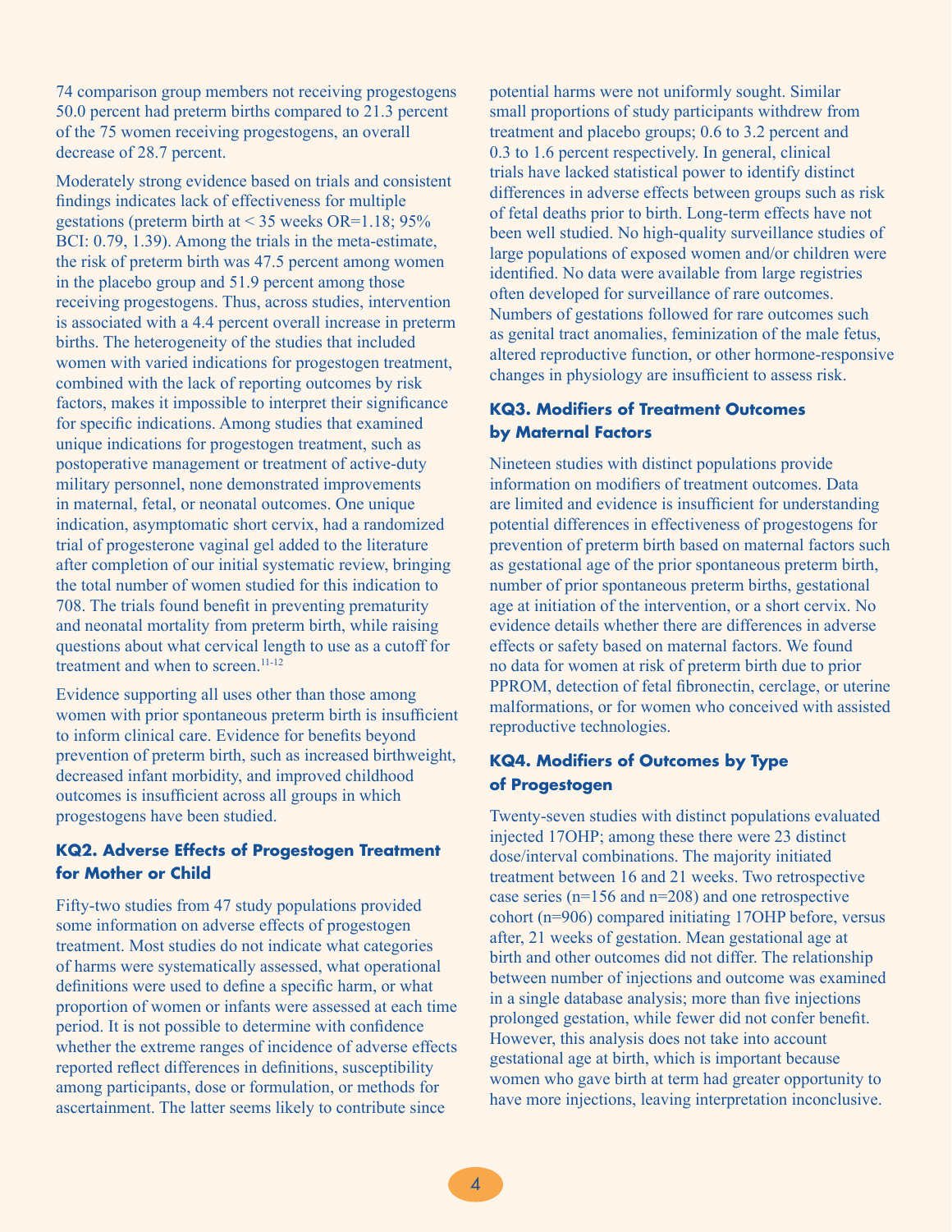74 comparison group members not receiving progestogens 50.0 percent had preterm births compared to 21.3 percent of the 75 women receiving progestogens, an overall decrease of 28.7 percent.

Moderately strong evidence based on trials and consistent findings indicates lack of effectiveness for multiple gestations (preterm birth at < 35 weeks OR=1.18; 95% BCI: 0.79, 1.39). Among the trials in the meta-estimate, the risk of preterm birth was 47.5 percent among women in the placebo group and 51.9 percent among those receiving progestogens. Thus, across studies, intervention is associated with a 4.4 percent overall increase in preterm births. The heterogeneity of the studies that included women with varied indications for progestogen treatment, combined with the lack of reporting outcomes by risk factors, makes it impossible to interpret their significance for specific indications. Among studies that examined unique indications for progestogen treatment, such as postoperative management or treatment of active-duty military personnel, none demonstrated improvements in maternal, fetal, or neonatal outcomes. One unique indication, asymptomatic short cervix, had a randomized trial of progesterone vaginal gel added to the literature after completion of our initial systematic review, bringing the total number of women studied for this indication to 708. The trials found benefit in preventing prematurity and neonatal mortality from preterm birth, while raising questions about what cervical length to use as a cutoff for treatment and when to screen.[11-12]

Evidence supporting all uses other than those among women with prior spontaneous preterm birth is insufficient to inform clinical care. Evidence for benefits beyond prevention of preterm birth, such as increased birthweight, decreased infant morbidity, and improved childhood outcomes is insufficient across all groups in which progestogens have been studied.

### KQ2. Adverse Effects of Progestogen Treatment for Mother or Child

Fifty-two studies from 47 study populations provided some information on adverse effects of progestogen treatment. Most studies do not indicate what categories of harms were systematically assessed, what operational definitions were used to define a specific harm, or what proportion of women or infants were assessed at each time period. It is not possible to determine with confidence whether the extreme ranges of incidence of adverse effects reported reflect differences in definitions, susceptibility among participants, dose or formulation, or methods for ascertainment. The latter seems likely to contribute since potential harms were not uniformly sought. Similar small proportions of study participants withdrew from treatment and placebo groups; 0.6 to 3.2 percent and 0.3 to 1.6 percent respectively. In general, clinical trials have lacked statistical power to identify distinct differences in adverse effects between groups such as risk of fetal deaths prior to birth. Long-term effects have not been well studied. No high-quality surveillance studies of large populations of exposed women and/or children were identified. No data were available from large registries often developed for surveillance of rare outcomes. Numbers of gestations followed for rare outcomes such as genital tract anomalies, feminization of the male fetus, altered reproductive function, or other hormone-responsive changes in physiology are insufficient to assess risk.

### KQ3. Modifiers of Treatment Outcomes by Maternal Factors

Nineteen studies with distinct populations provide information on modifiers of treatment outcomes. Data are limited and evidence is insufficient for understanding potential differences in effectiveness of progestogens for prevention of preterm birth based on maternal factors such as gestational age of the prior spontaneous preterm birth, number of prior spontaneous preterm births, gestational age at initiation of the intervention, or a short cervix. No evidence details whether there are differences in adverse effects or safety based on maternal factors. We found no data for women at risk of preterm birth due to prior PPROM, detection of fetal fibronectin, cerclage, or uterine malformations, or for women who conceived with assisted reproductive technologies.

### KQ4. Modifiers of Outcomes by Type of Progestogen

Twenty-seven studies with distinct populations evaluated injected 17OHP; among these there were 23 distinct dose/interval combinations. The majority initiated treatment between 16 and 21 weeks. Two retrospective case series (n=156 and n=208) and one retrospective cohort (n=906) compared initiating 17OHP before, versus after, 21 weeks of gestation. Mean gestational age at birth and other outcomes did not differ. The relationship between number of injections and outcome was examined in a single database analysis; more than five injections prolonged gestation, while fewer did not confer benefit. However, this analysis does not take into account gestational age at birth, which is important because women who gave birth at term had greater opportunity to have more injections, leaving interpretation inconclusive.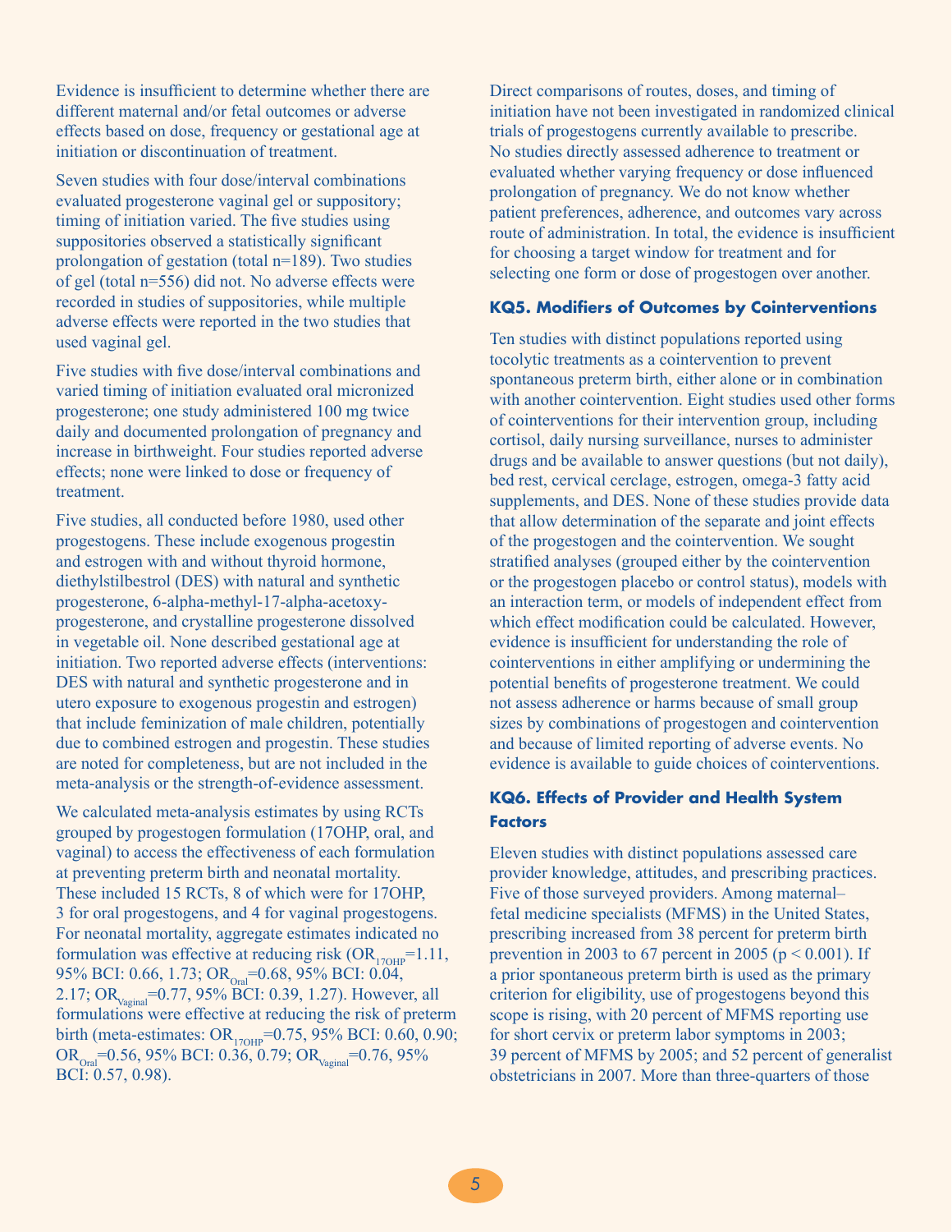Evidence is insufficient to determine whether there are different maternal and/or fetal outcomes or adverse effects based on dose, frequency or gestational age at initiation or discontinuation of treatment.

Seven studies with four dose/interval combinations evaluated progesterone vaginal gel or suppository; timing of initiation varied. The five studies using suppositories observed a statistically significant prolongation of gestation (total n=189). Two studies of gel (total n=556) did not. No adverse effects were recorded in studies of suppositories, while multiple adverse effects were reported in the two studies that used vaginal gel.

Five studies with five dose/interval combinations and varied timing of initiation evaluated oral micronized progesterone; one study administered 100 mg twice daily and documented prolongation of pregnancy and increase in birthweight. Four studies reported adverse effects; none were linked to dose or frequency of treatment.

Five studies, all conducted before 1980, used other progestogens. These include exogenous progestin and estrogen with and without thyroid hormone, diethylstilbestrol (DES) with natural and synthetic progesterone, 6-alpha-methyl-17-alpha-acetoxy-progesterone, and crystalline progesterone dissolved in vegetable oil. None described gestational age at initiation. Two reported adverse effects (interventions: DES with natural and synthetic progesterone and in utero exposure to exogenous progestin and estrogen) that include feminization of male children, potentially due to combined estrogen and progestin. These studies are noted for completeness, but are not included in the meta-analysis or the strength-of-evidence assessment.

We calculated meta-analysis estimates by using RCTs grouped by progestogen formulation (17OHP, oral, and vaginal) to access the effectiveness of each formulation at preventing preterm birth and neonatal mortality. These included 15 RCTs, 8 of which were for 17OHP, 3 for oral progestogens, and 4 for vaginal progestogens. For neonatal mortality, aggregate estimates indicated no formulation was effective at reducing risk ($OR_{17OHP}$=1.11, 95% BCI: 0.66, 1.73; $OR_{Oral}$=0.68, 95% BCI: 0.04, 2.17; $OR_{Vaginal}$=0.77, 95% BCI: 0.39, 1.27). However, all formulations were effective at reducing the risk of preterm birth (meta-estimates: $OR_{17OHP}$=0.75, 95% BCI: 0.60, 0.90; $OR_{Oral}$=0.56, 95% BCI: 0.36, 0.79; $OR_{Vaginal}$=0.76, 95% BCI: 0.57, 0.98).

Direct comparisons of routes, doses, and timing of initiation have not been investigated in randomized clinical trials of progestogens currently available to prescribe. No studies directly assessed adherence to treatment or evaluated whether varying frequency or dose influenced prolongation of pregnancy. We do not know whether patient preferences, adherence, and outcomes vary across route of administration. In total, the evidence is insufficient for choosing a target window for treatment and for selecting one form or dose of progestogen over another.

### KQ5. Modifiers of Outcomes by Cointerventions

Ten studies with distinct populations reported using tocolytic treatments as a cointervention to prevent spontaneous preterm birth, either alone or in combination with another cointervention. Eight studies used other forms of cointerventions for their intervention group, including cortisol, daily nursing surveillance, nurses to administer drugs and be available to answer questions (but not daily), bed rest, cervical cerclage, estrogen, omega-3 fatty acid supplements, and DES. None of these studies provide data that allow determination of the separate and joint effects of the progestogen and the cointervention. We sought stratified analyses (grouped either by the cointervention or the progestogen placebo or control status), models with an interaction term, or models of independent effect from which effect modification could be calculated. However, evidence is insufficient for understanding the role of cointerventions in either amplifying or undermining the potential benefits of progesterone treatment. We could not assess adherence or harms because of small group sizes by combinations of progestogen and cointervention and because of limited reporting of adverse events. No evidence is available to guide choices of cointerventions.

### KQ6. Effects of Provider and Health System Factors

Eleven studies with distinct populations assessed care provider knowledge, attitudes, and prescribing practices. Five of those surveyed providers. Among maternal–fetal medicine specialists (MFMS) in the United States, prescribing increased from 38 percent for preterm birth prevention in 2003 to 67 percent in 2005 ($p < 0.001$). If a prior spontaneous preterm birth is used as the primary criterion for eligibility, use of progestogens beyond this scope is rising, with 20 percent of MFMS reporting use for short cervix or preterm labor symptoms in 2003; 39 percent of MFMS by 2005; and 52 percent of generalist obstetricians in 2007. More than three-quarters of those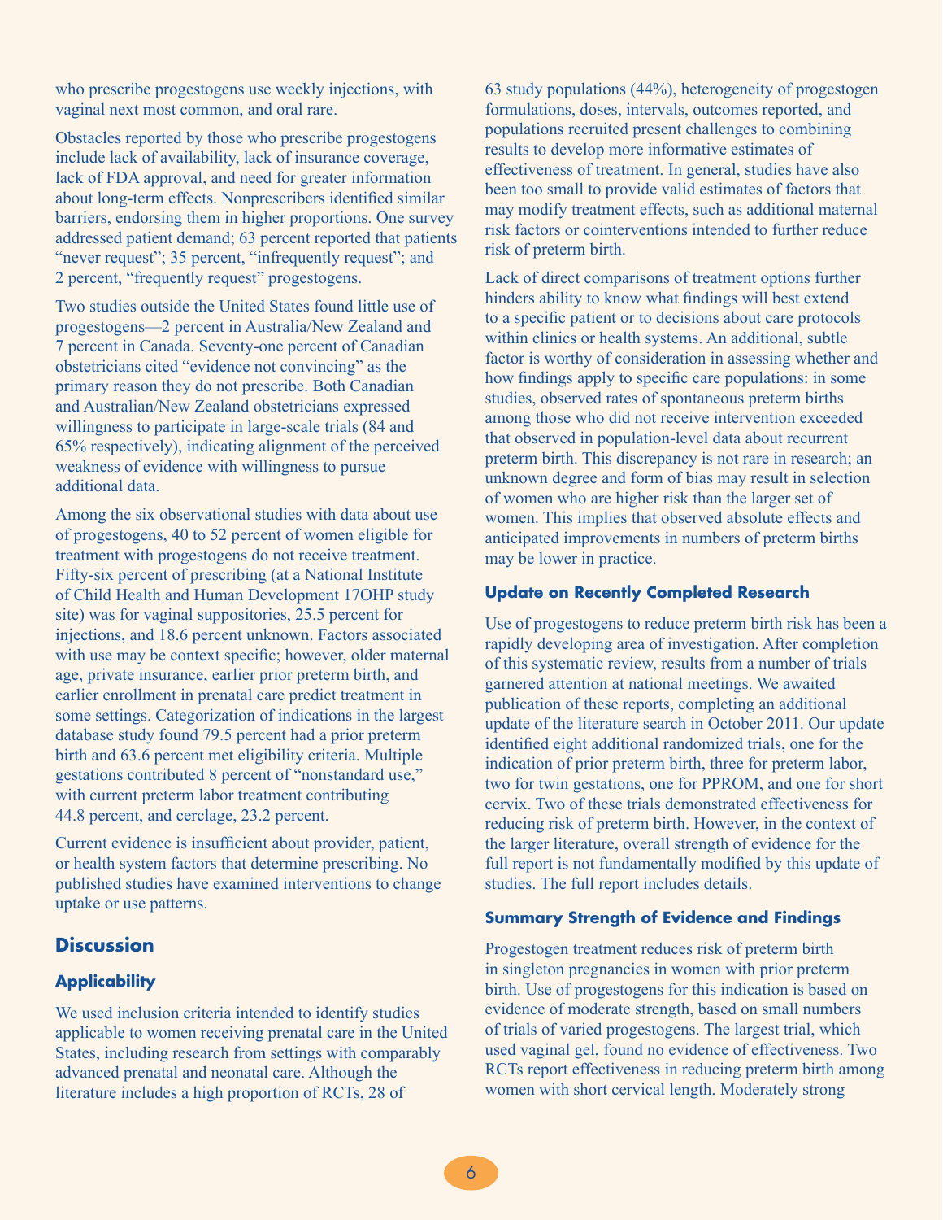who prescribe progestogens use weekly injections, with vaginal next most common, and oral rare.

Obstacles reported by those who prescribe progestogens include lack of availability, lack of insurance coverage, lack of FDA approval, and need for greater information about long-term effects. Nonprescribers identified similar barriers, endorsing them in higher proportions. One survey addressed patient demand; 63 percent reported that patients "never request"; 35 percent, "infrequently request"; and 2 percent, "frequently request" progestogens.

Two studies outside the United States found little use of progestogens—2 percent in Australia/New Zealand and 7 percent in Canada. Seventy-one percent of Canadian obstetricians cited "evidence not convincing" as the primary reason they do not prescribe. Both Canadian and Australian/New Zealand obstetricians expressed willingness to participate in large-scale trials (84 and 65% respectively), indicating alignment of the perceived weakness of evidence with willingness to pursue additional data.

Among the six observational studies with data about use of progestogens, 40 to 52 percent of women eligible for treatment with progestogens do not receive treatment. Fifty-six percent of prescribing (at a National Institute of Child Health and Human Development 17OHP study site) was for vaginal suppositories, 25.5 percent for injections, and 18.6 percent unknown. Factors associated with use may be context specific; however, older maternal age, private insurance, earlier prior preterm birth, and earlier enrollment in prenatal care predict treatment in some settings. Categorization of indications in the largest database study found 79.5 percent had a prior preterm birth and 63.6 percent met eligibility criteria. Multiple gestations contributed 8 percent of "nonstandard use," with current preterm labor treatment contributing 44.8 percent, and cerclage, 23.2 percent.

Current evidence is insufficient about provider, patient, or health system factors that determine prescribing. No published studies have examined interventions to change uptake or use patterns.

## Discussion

### Applicability

We used inclusion criteria intended to identify studies applicable to women receiving prenatal care in the United States, including research from settings with comparably advanced prenatal and neonatal care. Although the literature includes a high proportion of RCTs, 28 of 63 study populations (44%), heterogeneity of progestogen formulations, doses, intervals, outcomes reported, and populations recruited present challenges to combining results to develop more informative estimates of effectiveness of treatment. In general, studies have also been too small to provide valid estimates of factors that may modify treatment effects, such as additional maternal risk factors or cointerventions intended to further reduce risk of preterm birth.

Lack of direct comparisons of treatment options further hinders ability to know what findings will best extend to a specific patient or to decisions about care protocols within clinics or health systems. An additional, subtle factor is worthy of consideration in assessing whether and how findings apply to specific care populations: in some studies, observed rates of spontaneous preterm births among those who did not receive intervention exceeded that observed in population-level data about recurrent preterm birth. This discrepancy is not rare in research; an unknown degree and form of bias may result in selection of women who are higher risk than the larger set of women. This implies that observed absolute effects and anticipated improvements in numbers of preterm births may be lower in practice.

### Update on Recently Completed Research

Use of progestogens to reduce preterm birth risk has been a rapidly developing area of investigation. After completion of this systematic review, results from a number of trials garnered attention at national meetings. We awaited publication of these reports, completing an additional update of the literature search in October 2011. Our update identified eight additional randomized trials, one for the indication of prior preterm birth, three for preterm labor, two for twin gestations, one for PPROM, and one for short cervix. Two of these trials demonstrated effectiveness for reducing risk of preterm birth. However, in the context of the larger literature, overall strength of evidence for the full report is not fundamentally modified by this update of studies. The full report includes details.

### Summary Strength of Evidence and Findings

Progestogen treatment reduces risk of preterm birth in singleton pregnancies in women with prior preterm birth. Use of progestogens for this indication is based on evidence of moderate strength, based on small numbers of trials of varied progestogens. The largest trial, which used vaginal gel, found no evidence of effectiveness. Two RCTs report effectiveness in reducing preterm birth among women with short cervical length. Moderately strong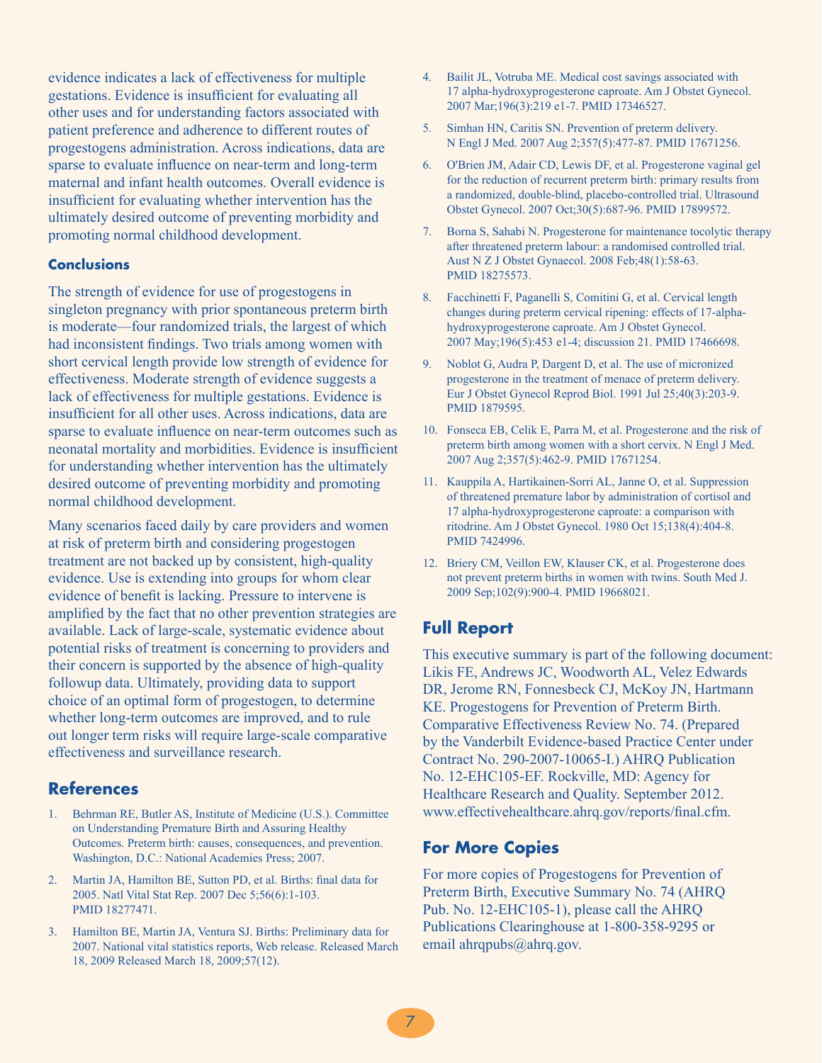evidence indicates a lack of effectiveness for multiple gestations. Evidence is insufficient for evaluating all other uses and for understanding factors associated with patient preference and adherence to different routes of progestogens administration. Across indications, data are sparse to evaluate influence on near-term and long-term maternal and infant health outcomes. Overall evidence is insufficient for evaluating whether intervention has the ultimately desired outcome of preventing morbidity and promoting normal childhood development.

### Conclusions

The strength of evidence for use of progestogens in singleton pregnancy with prior spontaneous preterm birth is moderate—four randomized trials, the largest of which had inconsistent findings. Two trials among women with short cervical length provide low strength of evidence for effectiveness. Moderate strength of evidence suggests a lack of effectiveness for multiple gestations. Evidence is insufficient for all other uses. Across indications, data are sparse to evaluate influence on near-term outcomes such as neonatal mortality and morbidities. Evidence is insufficient for understanding whether intervention has the ultimately desired outcome of preventing morbidity and promoting normal childhood development.

Many scenarios faced daily by care providers and women at risk of preterm birth and considering progestogen treatment are not backed up by consistent, high-quality evidence. Use is extending into groups for whom clear evidence of benefit is lacking. Pressure to intervene is amplified by the fact that no other prevention strategies are available. Lack of large-scale, systematic evidence about potential risks of treatment is concerning to providers and their concern is supported by the absence of high-quality followup data. Ultimately, providing data to support choice of an optimal form of progestogen, to determine whether long-term outcomes are improved, and to rule out longer term risks will require large-scale comparative effectiveness and surveillance research.

## References

1. Behrman RE, Butler AS, Institute of Medicine (U.S.). Committee on Understanding Premature Birth and Assuring Healthy Outcomes. Preterm birth: causes, consequences, and prevention. Washington, D.C.: National Academies Press; 2007.
2. Martin JA, Hamilton BE, Sutton PD, et al. Births: final data for 2005. Natl Vital Stat Rep. 2007 Dec 5;56(6):1-103. PMID 18277471.
3. Hamilton BE, Martin JA, Ventura SJ. Births: Preliminary data for 2007. National vital statistics reports, Web release. Released March 18, 2009 Released March 18, 2009;57(12).
4. Bailit JL, Votruba ME. Medical cost savings associated with 17 alpha-hydroxyprogesterone caproate. Am J Obstet Gynecol. 2007 Mar;196(3):219 e1-7. PMID 17346527.
5. Simhan HN, Caritis SN. Prevention of preterm delivery. N Engl J Med. 2007 Aug 2;357(5):477-87. PMID 17671256.
6. O'Brien JM, Adair CD, Lewis DF, et al. Progesterone vaginal gel for the reduction of recurrent preterm birth: primary results from a randomized, double-blind, placebo-controlled trial. Ultrasound Obstet Gynecol. 2007 Oct;30(5):687-96. PMID 17899572.
7. Borna S, Sahabi N. Progesterone for maintenance tocolytic therapy after threatened preterm labour: a randomised controlled trial. Aust N Z J Obstet Gynaecol. 2008 Feb;48(1):58-63. PMID 18275573.
8. Facchinetti F, Paganelli S, Comitini G, et al. Cervical length changes during preterm cervical ripening: effects of 17-alpha-hydroxyprogesterone caproate. Am J Obstet Gynecol. 2007 May;196(5):453 e1-4; discussion 21. PMID 17466698.
9. Noblot G, Audra P, Dargent D, et al. The use of micronized progesterone in the treatment of menace of preterm delivery. Eur J Obstet Gynecol Reprod Biol. 1991 Jul 25;40(3):203-9. PMID 1879595.
10. Fonseca EB, Celik E, Parra M, et al. Progesterone and the risk of preterm birth among women with a short cervix. N Engl J Med. 2007 Aug 2;357(5):462-9. PMID 17671254.
11. Kauppila A, Hartikainen-Sorri AL, Janne O, et al. Suppression of threatened premature labor by administration of cortisol and 17 alpha-hydroxyprogesterone caproate: a comparison with ritodrine. Am J Obstet Gynecol. 1980 Oct 15;138(4):404-8. PMID 7424996.
12. Briery CM, Veillon EW, Klauser CK, et al. Progesterone does not prevent preterm births in women with twins. South Med J. 2009 Sep;102(9):900-4. PMID 19668021.

## Full Report

This executive summary is part of the following document: Likis FE, Andrews JC, Woodworth AL, Velez Edwards DR, Jerome RN, Fonnesbeck CJ, McKoy JN, Hartmann KE. Progestogens for Prevention of Preterm Birth. Comparative Effectiveness Review No. 74. (Prepared by the Vanderbilt Evidence-based Practice Center under Contract No. 290-2007-10065-I.) AHRQ Publication No. 12-EHC105-EF. Rockville, MD: Agency for Healthcare Research and Quality. September 2012. www.effectivehealthcare.ahrq.gov/reports/final.cfm.

## For More Copies

For more copies of Progestogens for Prevention of Preterm Birth, Executive Summary No. 74 (AHRQ Pub. No. 12-EHC105-1), please call the AHRQ Publications Clearinghouse at 1-800-358-9295 or email ahrqpubs@ahrq.gov.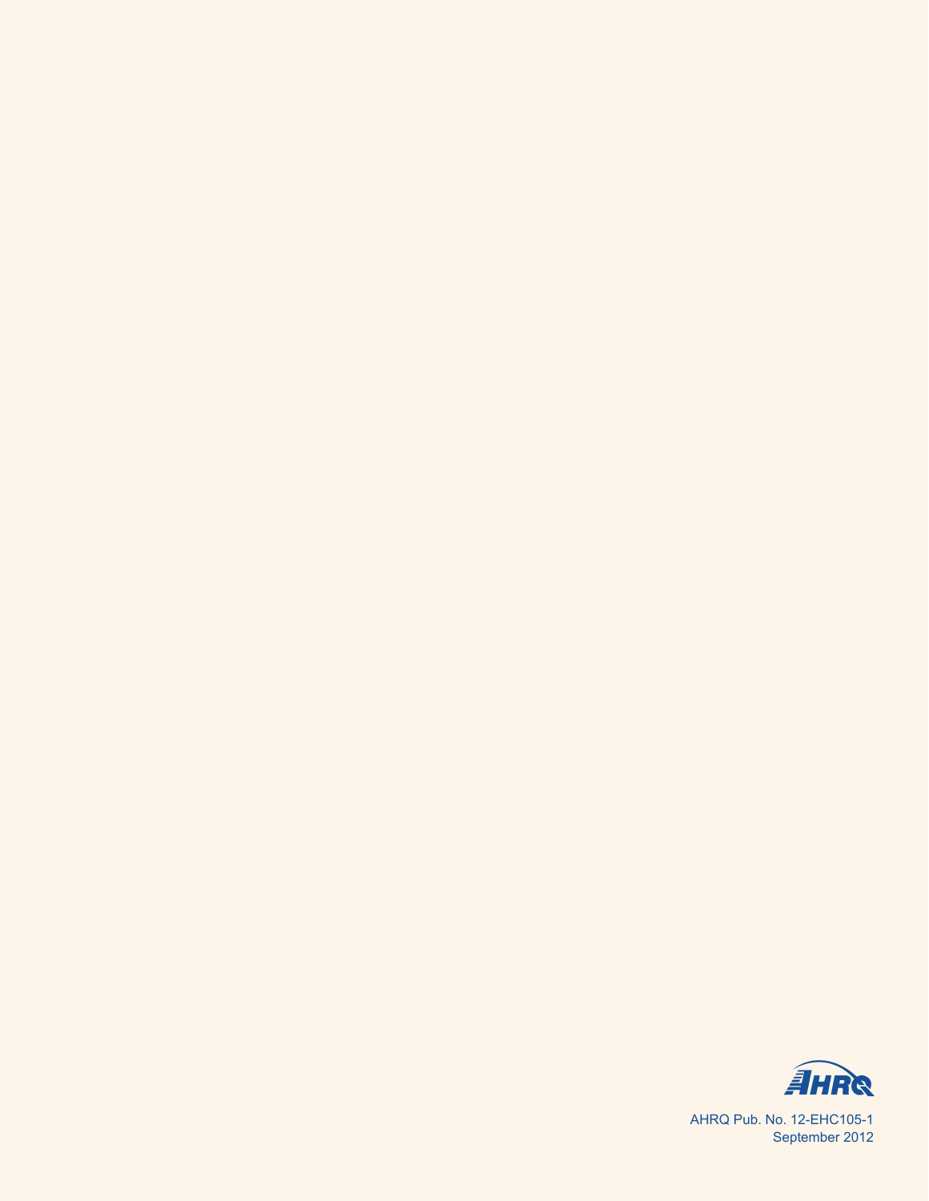AHRQ

AHRQ Pub. No. 12-EHC105-1
September 2012